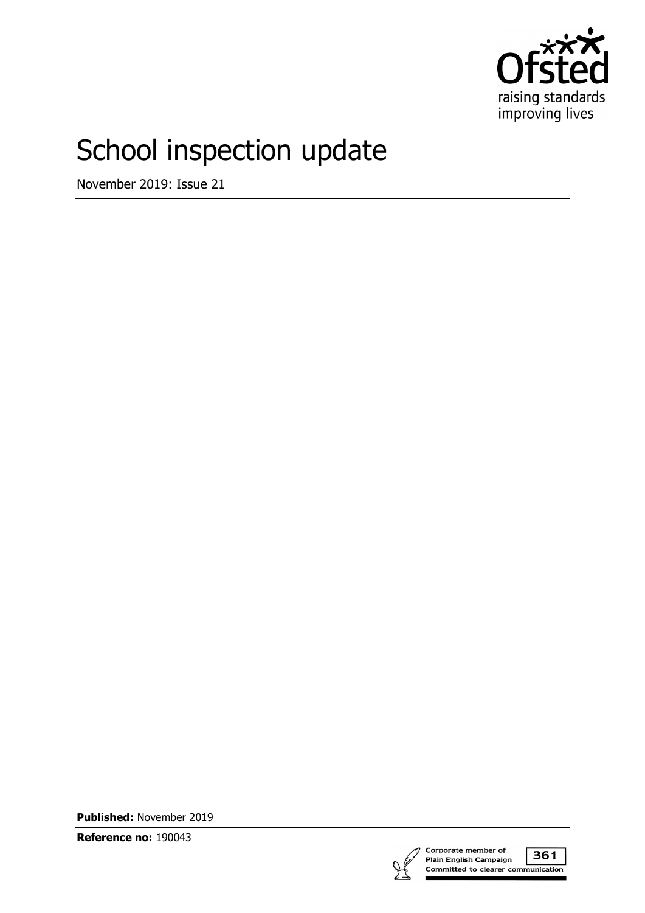# School inspection update

November 2019: Issue 21

**Published:** November 2019

**Reference no:** 190043

Corporate member of Plain English Campaign
Committed to clearer communication
361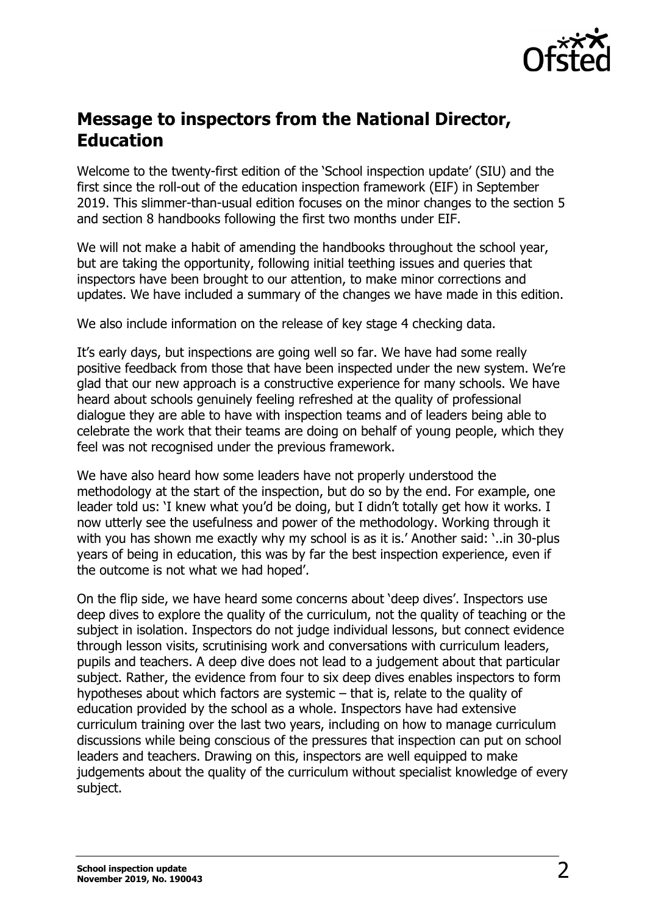## Message to inspectors from the National Director, Education

Welcome to the twenty-first edition of the 'School inspection update' (SIU) and the first since the roll-out of the education inspection framework (EIF) in September 2019. This slimmer-than-usual edition focuses on the minor changes to the section 5 and section 8 handbooks following the first two months under EIF.

We will not make a habit of amending the handbooks throughout the school year, but are taking the opportunity, following initial teething issues and queries that inspectors have been brought to our attention, to make minor corrections and updates. We have included a summary of the changes we have made in this edition.

We also include information on the release of key stage 4 checking data.

It's early days, but inspections are going well so far. We have had some really positive feedback from those that have been inspected under the new system. We're glad that our new approach is a constructive experience for many schools. We have heard about schools genuinely feeling refreshed at the quality of professional dialogue they are able to have with inspection teams and of leaders being able to celebrate the work that their teams are doing on behalf of young people, which they feel was not recognised under the previous framework.

We have also heard how some leaders have not properly understood the methodology at the start of the inspection, but do so by the end. For example, one leader told us: 'I knew what you'd be doing, but I didn't totally get how it works. I now utterly see the usefulness and power of the methodology. Working through it with you has shown me exactly why my school is as it is.' Another said: '..in 30-plus years of being in education, this was by far the best inspection experience, even if the outcome is not what we had hoped'.

On the flip side, we have heard some concerns about 'deep dives'. Inspectors use deep dives to explore the quality of the curriculum, not the quality of teaching or the subject in isolation. Inspectors do not judge individual lessons, but connect evidence through lesson visits, scrutinising work and conversations with curriculum leaders, pupils and teachers. A deep dive does not lead to a judgement about that particular subject. Rather, the evidence from four to six deep dives enables inspectors to form hypotheses about which factors are systemic – that is, relate to the quality of education provided by the school as a whole. Inspectors have had extensive curriculum training over the last two years, including on how to manage curriculum discussions while being conscious of the pressures that inspection can put on school leaders and teachers. Drawing on this, inspectors are well equipped to make judgements about the quality of the curriculum without specialist knowledge of every subject.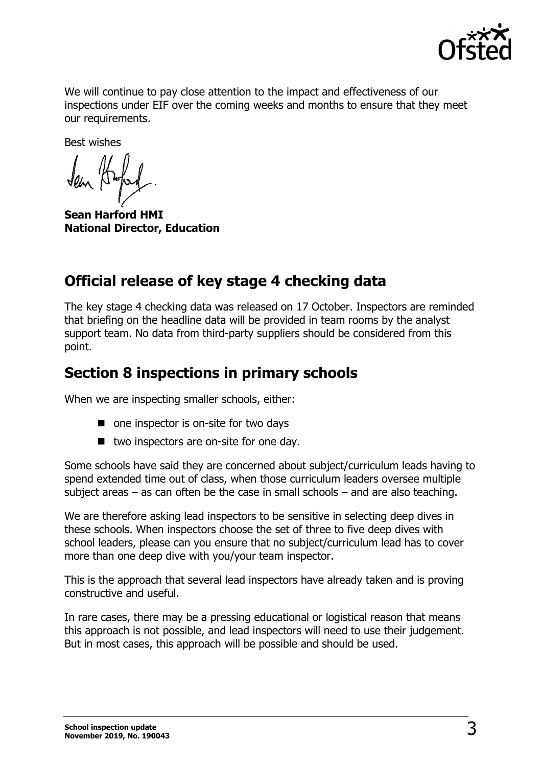We will continue to pay close attention to the impact and effectiveness of our inspections under EIF over the coming weeks and months to ensure that they meet our requirements.

Best wishes

**Sean Harford HMI**
**National Director, Education**

## Official release of key stage 4 checking data

The key stage 4 checking data was released on 17 October. Inspectors are reminded that briefing on the headline data will be provided in team rooms by the analyst support team. No data from third-party suppliers should be considered from this point.

## Section 8 inspections in primary schools

When we are inspecting smaller schools, either:

- one inspector is on-site for two days
- two inspectors are on-site for one day.

Some schools have said they are concerned about subject/curriculum leads having to spend extended time out of class, when those curriculum leaders oversee multiple subject areas – as can often be the case in small schools – and are also teaching.

We are therefore asking lead inspectors to be sensitive in selecting deep dives in these schools. When inspectors choose the set of three to five deep dives with school leaders, please can you ensure that no subject/curriculum lead has to cover more than one deep dive with you/your team inspector.

This is the approach that several lead inspectors have already taken and is proving constructive and useful.

In rare cases, there may be a pressing educational or logistical reason that means this approach is not possible, and lead inspectors will need to use their judgement. But in most cases, this approach will be possible and should be used.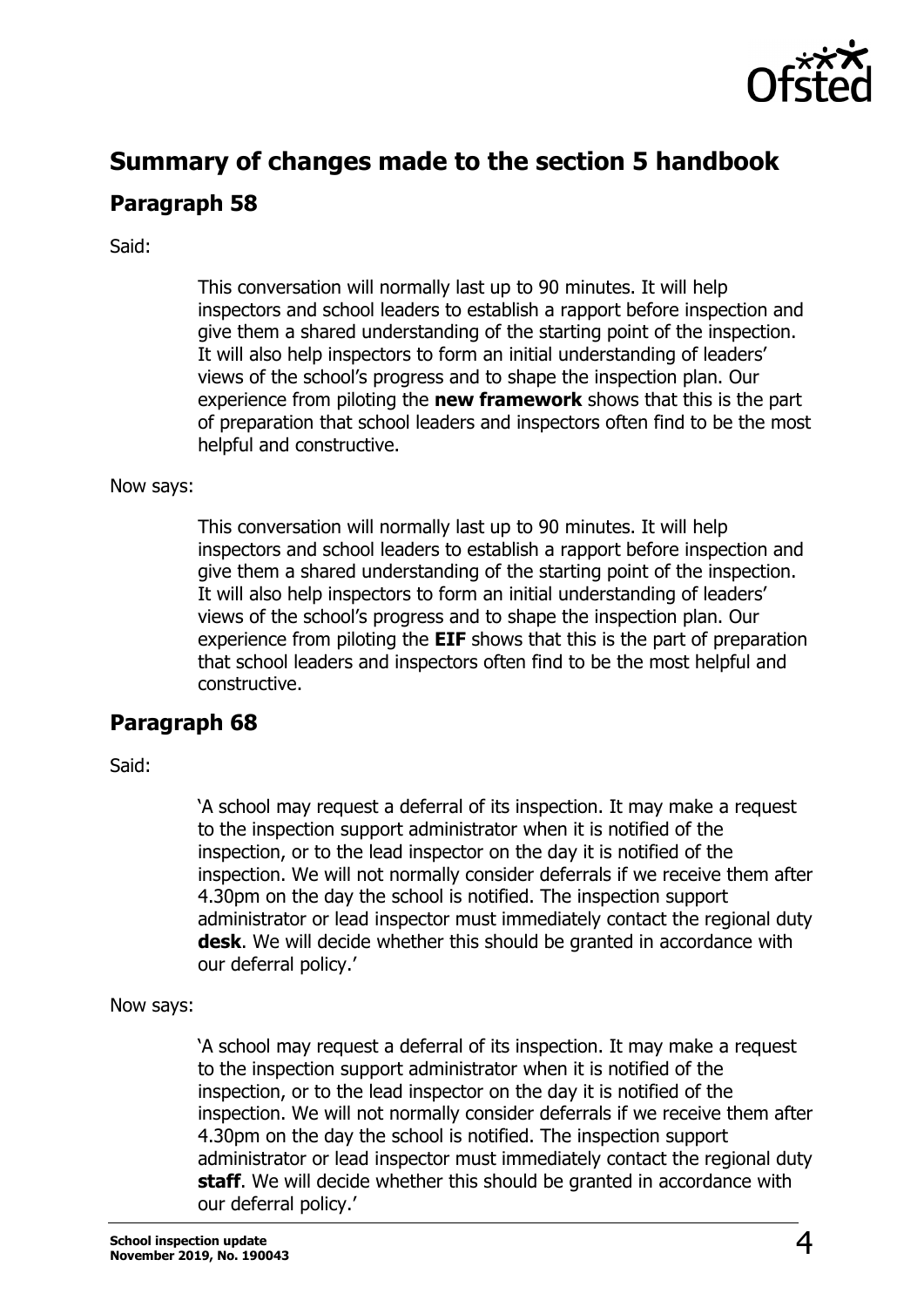## Summary of changes made to the section 5 handbook

### Paragraph 58

Said:

> This conversation will normally last up to 90 minutes. It will help inspectors and school leaders to establish a rapport before inspection and give them a shared understanding of the starting point of the inspection. It will also help inspectors to form an initial understanding of leaders' views of the school's progress and to shape the inspection plan. Our experience from piloting the **new framework** shows that this is the part of preparation that school leaders and inspectors often find to be the most helpful and constructive.

Now says:

> This conversation will normally last up to 90 minutes. It will help inspectors and school leaders to establish a rapport before inspection and give them a shared understanding of the starting point of the inspection. It will also help inspectors to form an initial understanding of leaders' views of the school's progress and to shape the inspection plan. Our experience from piloting the **EIF** shows that this is the part of preparation that school leaders and inspectors often find to be the most helpful and constructive.

### Paragraph 68

Said:

> 'A school may request a deferral of its inspection. It may make a request to the inspection support administrator when it is notified of the inspection, or to the lead inspector on the day it is notified of the inspection. We will not normally consider deferrals if we receive them after 4.30pm on the day the school is notified. The inspection support administrator or lead inspector must immediately contact the regional duty **desk**. We will decide whether this should be granted in accordance with our deferral policy.'

Now says:

> 'A school may request a deferral of its inspection. It may make a request to the inspection support administrator when it is notified of the inspection, or to the lead inspector on the day it is notified of the inspection. We will not normally consider deferrals if we receive them after 4.30pm on the day the school is notified. The inspection support administrator or lead inspector must immediately contact the regional duty **staff**. We will decide whether this should be granted in accordance with our deferral policy.'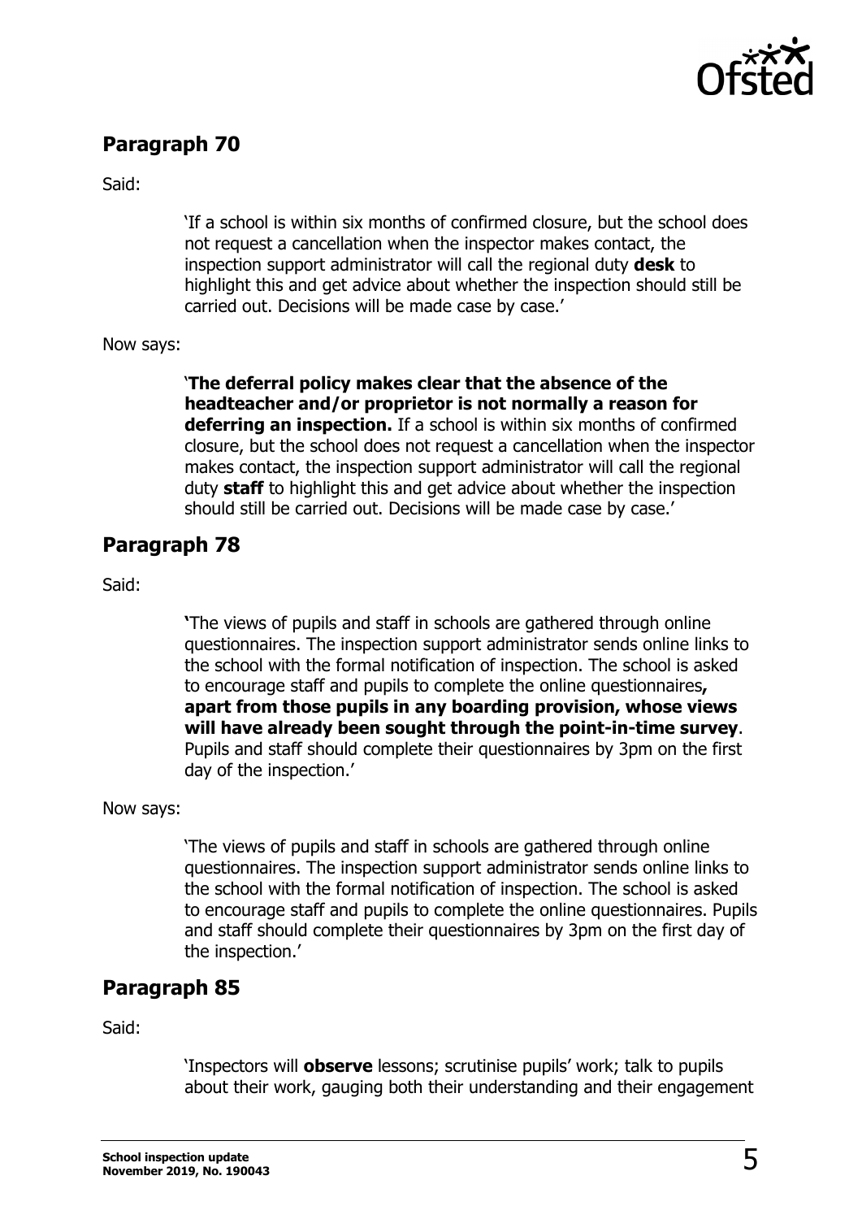## Paragraph 70

Said:

> 'If a school is within six months of confirmed closure, but the school does not request a cancellation when the inspector makes contact, the inspection support administrator will call the regional duty **desk** to highlight this and get advice about whether the inspection should still be carried out. Decisions will be made case by case.'

Now says:

> '**The deferral policy makes clear that the absence of the headteacher and/or proprietor is not normally a reason for deferring an inspection.** If a school is within six months of confirmed closure, but the school does not request a cancellation when the inspector makes contact, the inspection support administrator will call the regional duty **staff** to highlight this and get advice about whether the inspection should still be carried out. Decisions will be made case by case.'

## Paragraph 78

Said:

> 'The views of pupils and staff in schools are gathered through online questionnaires. The inspection support administrator sends online links to the school with the formal notification of inspection. The school is asked to encourage staff and pupils to complete the online questionnaires**, apart from those pupils in any boarding provision, whose views will have already been sought through the point-in-time survey**. Pupils and staff should complete their questionnaires by 3pm on the first day of the inspection.'

Now says:

> 'The views of pupils and staff in schools are gathered through online questionnaires. The inspection support administrator sends online links to the school with the formal notification of inspection. The school is asked to encourage staff and pupils to complete the online questionnaires. Pupils and staff should complete their questionnaires by 3pm on the first day of the inspection.'

## Paragraph 85

Said:

> 'Inspectors will **observe** lessons; scrutinise pupils' work; talk to pupils about their work, gauging both their understanding and their engagement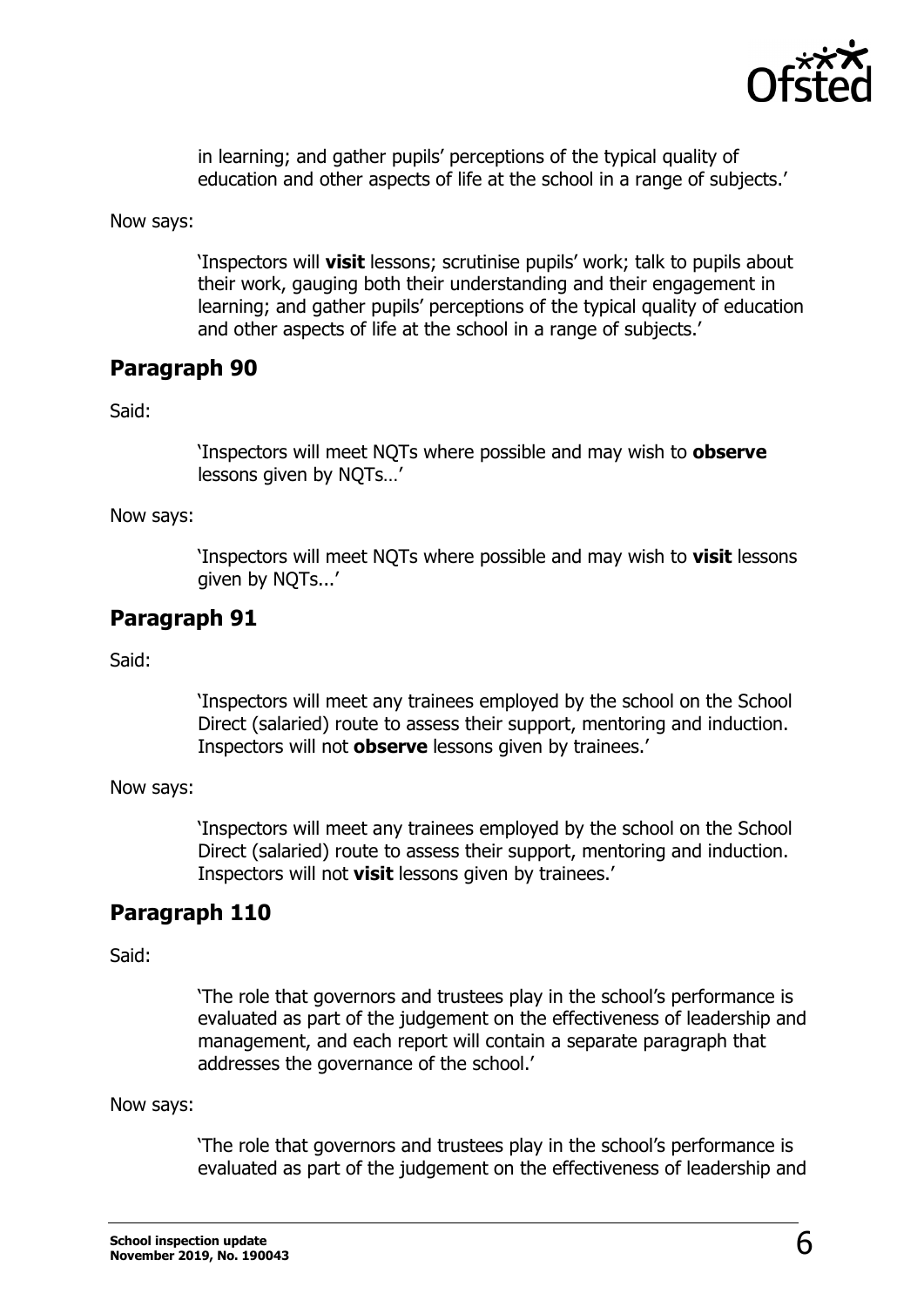> in learning; and gather pupils' perceptions of the typical quality of education and other aspects of life at the school in a range of subjects.'

Now says:

> 'Inspectors will **visit** lessons; scrutinise pupils' work; talk to pupils about their work, gauging both their understanding and their engagement in learning; and gather pupils' perceptions of the typical quality of education and other aspects of life at the school in a range of subjects.'

## Paragraph 90

Said:

> 'Inspectors will meet NQTs where possible and may wish to **observe** lessons given by NQTs…'

Now says:

> 'Inspectors will meet NQTs where possible and may wish to **visit** lessons given by NQTs...'

## Paragraph 91

Said:

> 'Inspectors will meet any trainees employed by the school on the School Direct (salaried) route to assess their support, mentoring and induction. Inspectors will not **observe** lessons given by trainees.'

Now says:

> 'Inspectors will meet any trainees employed by the school on the School Direct (salaried) route to assess their support, mentoring and induction. Inspectors will not **visit** lessons given by trainees.'

## Paragraph 110

Said:

> 'The role that governors and trustees play in the school's performance is evaluated as part of the judgement on the effectiveness of leadership and management, and each report will contain a separate paragraph that addresses the governance of the school.'

Now says:

> 'The role that governors and trustees play in the school's performance is evaluated as part of the judgement on the effectiveness of leadership and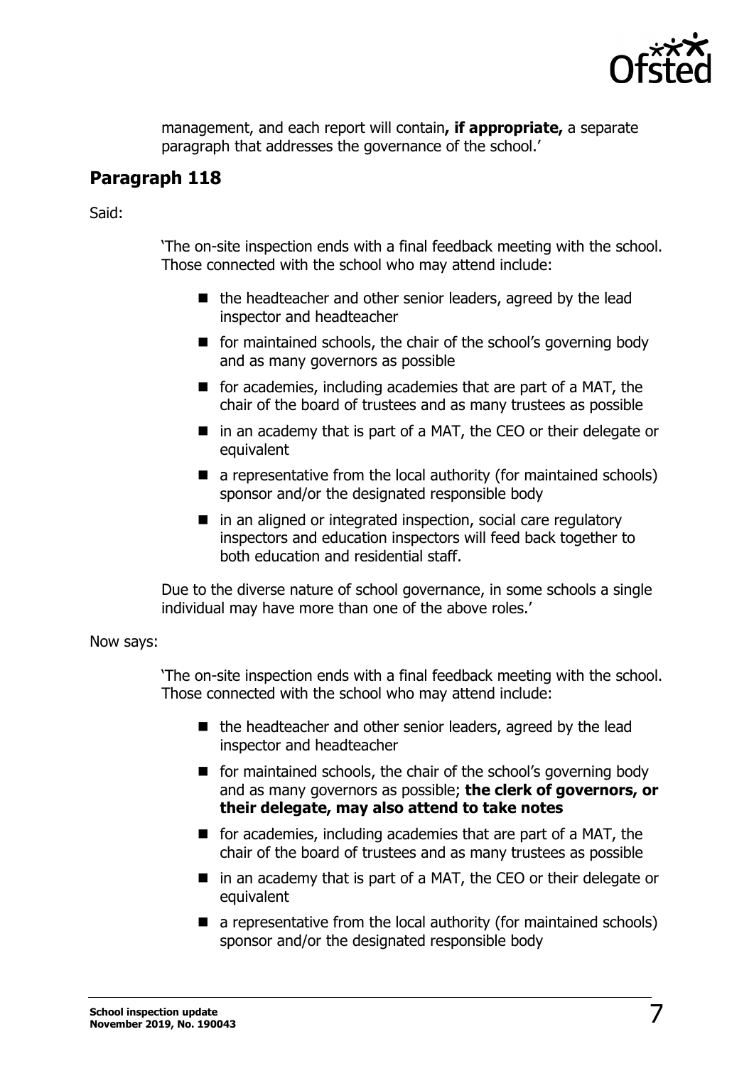management, and each report will contain**, if appropriate,** a separate paragraph that addresses the governance of the school.'

## Paragraph 118

Said:

> 'The on-site inspection ends with a final feedback meeting with the school. Those connected with the school who may attend include:
>
> - the headteacher and other senior leaders, agreed by the lead inspector and headteacher
> - for maintained schools, the chair of the school's governing body and as many governors as possible
> - for academies, including academies that are part of a MAT, the chair of the board of trustees and as many trustees as possible
> - in an academy that is part of a MAT, the CEO or their delegate or equivalent
> - a representative from the local authority (for maintained schools) sponsor and/or the designated responsible body
> - in an aligned or integrated inspection, social care regulatory inspectors and education inspectors will feed back together to both education and residential staff.
>
> Due to the diverse nature of school governance, in some schools a single individual may have more than one of the above roles.'

Now says:

> 'The on-site inspection ends with a final feedback meeting with the school. Those connected with the school who may attend include:
>
> - the headteacher and other senior leaders, agreed by the lead inspector and headteacher
> - for maintained schools, the chair of the school's governing body and as many governors as possible; **the clerk of governors, or their delegate, may also attend to take notes**
> - for academies, including academies that are part of a MAT, the chair of the board of trustees and as many trustees as possible
> - in an academy that is part of a MAT, the CEO or their delegate or equivalent
> - a representative from the local authority (for maintained schools) sponsor and/or the designated responsible body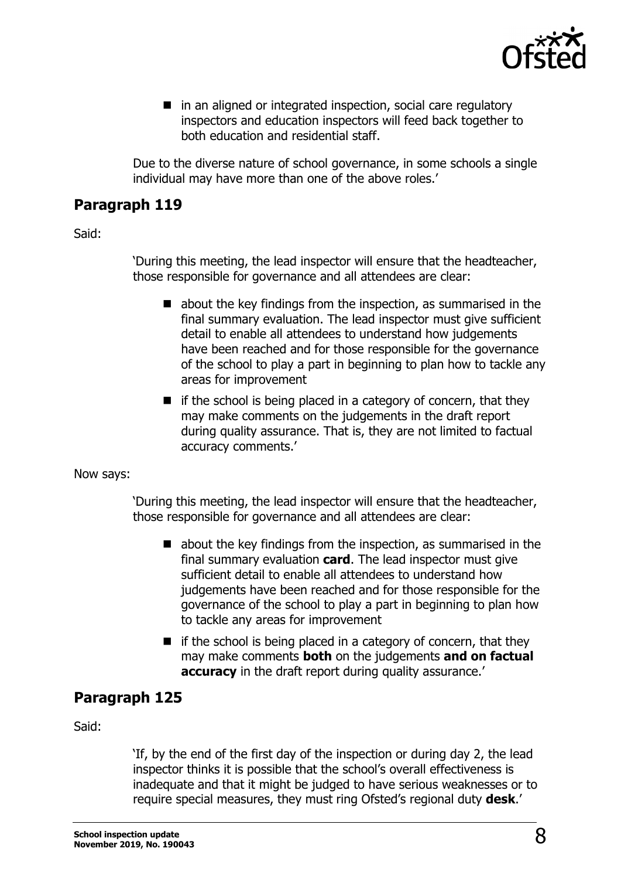- in an aligned or integrated inspection, social care regulatory inspectors and education inspectors will feed back together to both education and residential staff.

Due to the diverse nature of school governance, in some schools a single individual may have more than one of the above roles.'

## Paragraph 119

Said:

> 'During this meeting, the lead inspector will ensure that the headteacher, those responsible for governance and all attendees are clear:
>
> - about the key findings from the inspection, as summarised in the final summary evaluation. The lead inspector must give sufficient detail to enable all attendees to understand how judgements have been reached and for those responsible for the governance of the school to play a part in beginning to plan how to tackle any areas for improvement
> - if the school is being placed in a category of concern, that they may make comments on the judgements in the draft report during quality assurance. That is, they are not limited to factual accuracy comments.'

Now says:

> 'During this meeting, the lead inspector will ensure that the headteacher, those responsible for governance and all attendees are clear:
>
> - about the key findings from the inspection, as summarised in the final summary evaluation **card**. The lead inspector must give sufficient detail to enable all attendees to understand how judgements have been reached and for those responsible for the governance of the school to play a part in beginning to plan how to tackle any areas for improvement
> - if the school is being placed in a category of concern, that they may make comments **both** on the judgements **and on factual accuracy** in the draft report during quality assurance.'

## Paragraph 125

Said:

> 'If, by the end of the first day of the inspection or during day 2, the lead inspector thinks it is possible that the school's overall effectiveness is inadequate and that it might be judged to have serious weaknesses or to require special measures, they must ring Ofsted's regional duty **desk**.'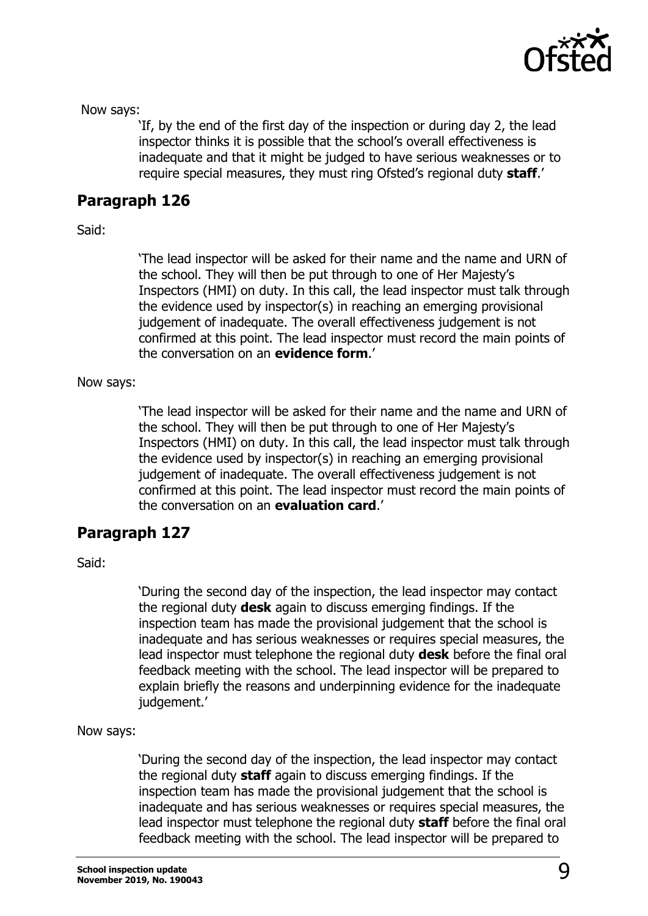Now says:

> 'If, by the end of the first day of the inspection or during day 2, the lead inspector thinks it is possible that the school's overall effectiveness is inadequate and that it might be judged to have serious weaknesses or to require special measures, they must ring Ofsted's regional duty **staff**.'

## Paragraph 126

Said:

> 'The lead inspector will be asked for their name and the name and URN of the school. They will then be put through to one of Her Majesty's Inspectors (HMI) on duty. In this call, the lead inspector must talk through the evidence used by inspector(s) in reaching an emerging provisional judgement of inadequate. The overall effectiveness judgement is not confirmed at this point. The lead inspector must record the main points of the conversation on an **evidence form**.'

Now says:

> 'The lead inspector will be asked for their name and the name and URN of the school. They will then be put through to one of Her Majesty's Inspectors (HMI) on duty. In this call, the lead inspector must talk through the evidence used by inspector(s) in reaching an emerging provisional judgement of inadequate. The overall effectiveness judgement is not confirmed at this point. The lead inspector must record the main points of the conversation on an **evaluation card**.'

## Paragraph 127

Said:

> 'During the second day of the inspection, the lead inspector may contact the regional duty **desk** again to discuss emerging findings. If the inspection team has made the provisional judgement that the school is inadequate and has serious weaknesses or requires special measures, the lead inspector must telephone the regional duty **desk** before the final oral feedback meeting with the school. The lead inspector will be prepared to explain briefly the reasons and underpinning evidence for the inadequate judgement.'

Now says:

> 'During the second day of the inspection, the lead inspector may contact the regional duty **staff** again to discuss emerging findings. If the inspection team has made the provisional judgement that the school is inadequate and has serious weaknesses or requires special measures, the lead inspector must telephone the regional duty **staff** before the final oral feedback meeting with the school. The lead inspector will be prepared to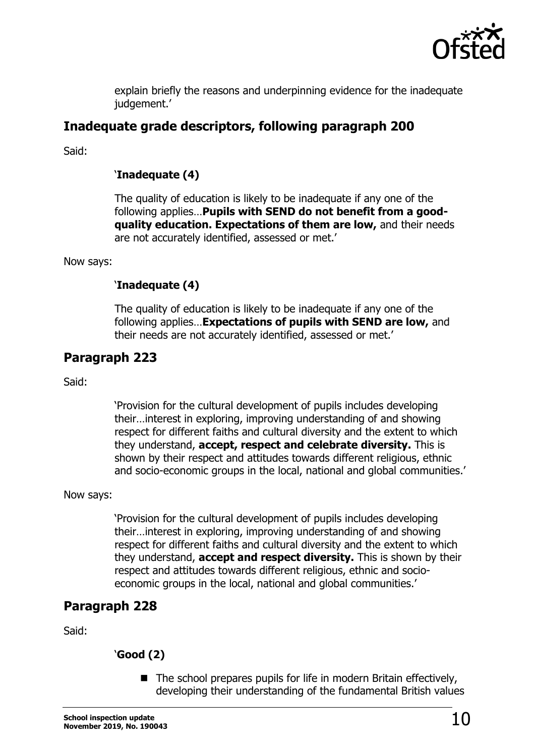explain briefly the reasons and underpinning evidence for the inadequate judgement.'

## Inadequate grade descriptors, following paragraph 200

Said:

> '**Inadequate (4)**
>
> The quality of education is likely to be inadequate if any one of the following applies…**Pupils with SEND do not benefit from a good-quality education. Expectations of them are low,** and their needs are not accurately identified, assessed or met.'

Now says:

> '**Inadequate (4)**
>
> The quality of education is likely to be inadequate if any one of the following applies…**Expectations of pupils with SEND are low,** and their needs are not accurately identified, assessed or met.'

## Paragraph 223

Said:

> 'Provision for the cultural development of pupils includes developing their…interest in exploring, improving understanding of and showing respect for different faiths and cultural diversity and the extent to which they understand, **accept, respect and celebrate diversity.** This is shown by their respect and attitudes towards different religious, ethnic and socio-economic groups in the local, national and global communities.'

Now says:

> 'Provision for the cultural development of pupils includes developing their…interest in exploring, improving understanding of and showing respect for different faiths and cultural diversity and the extent to which they understand, **accept and respect diversity.** This is shown by their respect and attitudes towards different religious, ethnic and socio-economic groups in the local, national and global communities.'

## Paragraph 228

Said:

> '**Good (2)**
>
> - The school prepares pupils for life in modern Britain effectively, developing their understanding of the fundamental British values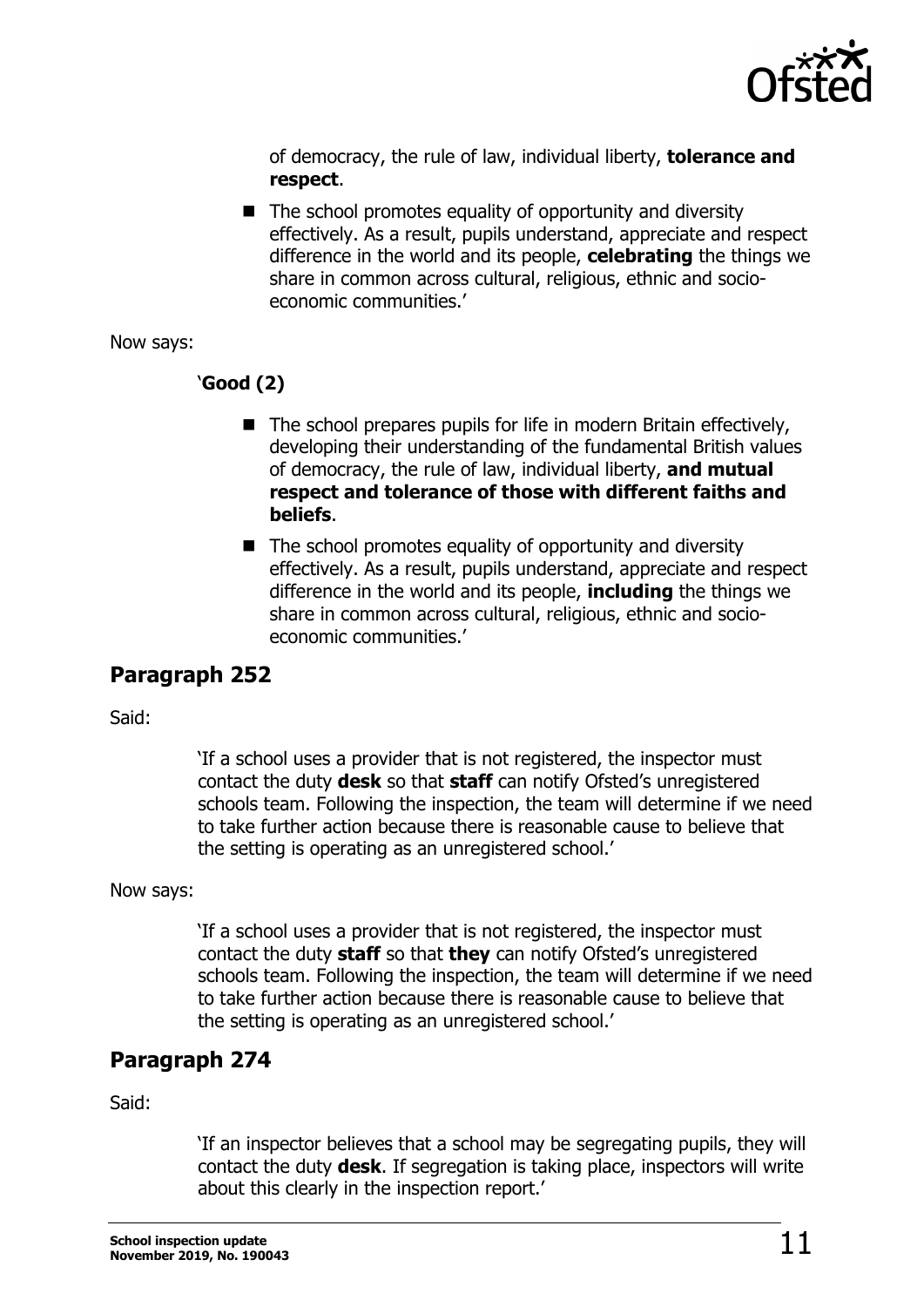> of democracy, the rule of law, individual liberty, **tolerance and respect**.
>
> - The school promotes equality of opportunity and diversity effectively. As a result, pupils understand, appreciate and respect difference in the world and its people, **celebrating** the things we share in common across cultural, religious, ethnic and socio-economic communities.'

Now says:

> '**Good (2)**
>
> - The school prepares pupils for life in modern Britain effectively, developing their understanding of the fundamental British values of democracy, the rule of law, individual liberty, **and mutual respect and tolerance of those with different faiths and beliefs**.
> - The school promotes equality of opportunity and diversity effectively. As a result, pupils understand, appreciate and respect difference in the world and its people, **including** the things we share in common across cultural, religious, ethnic and socio-economic communities.'

## Paragraph 252

Said:

> 'If a school uses a provider that is not registered, the inspector must contact the duty **desk** so that **staff** can notify Ofsted's unregistered schools team. Following the inspection, the team will determine if we need to take further action because there is reasonable cause to believe that the setting is operating as an unregistered school.'

Now says:

> 'If a school uses a provider that is not registered, the inspector must contact the duty **staff** so that **they** can notify Ofsted's unregistered schools team. Following the inspection, the team will determine if we need to take further action because there is reasonable cause to believe that the setting is operating as an unregistered school.'

## Paragraph 274

Said:

> 'If an inspector believes that a school may be segregating pupils, they will contact the duty **desk**. If segregation is taking place, inspectors will write about this clearly in the inspection report.'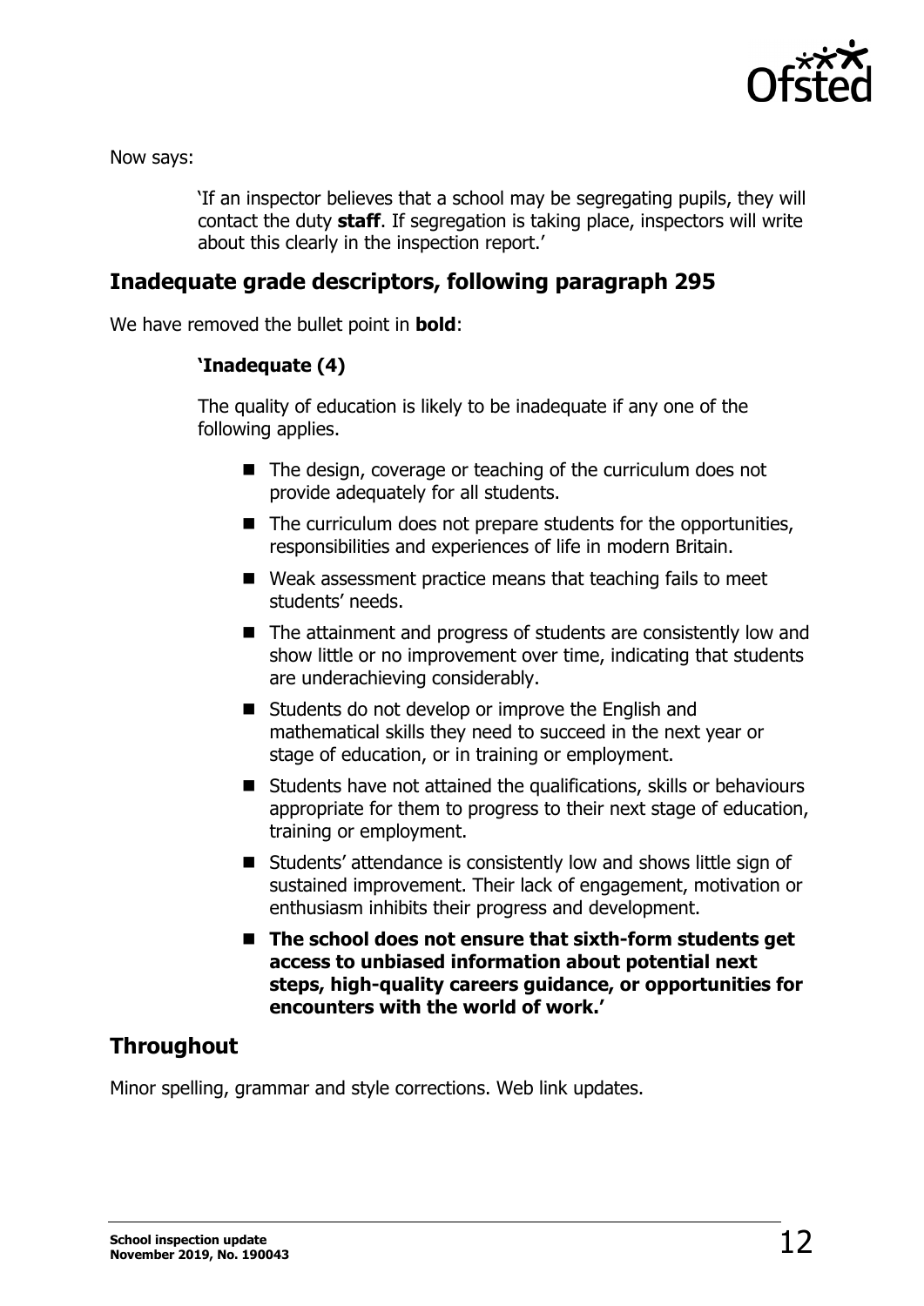Now says:

> 'If an inspector believes that a school may be segregating pupils, they will contact the duty **staff**. If segregation is taking place, inspectors will write about this clearly in the inspection report.'

## Inadequate grade descriptors, following paragraph 295

We have removed the bullet point in **bold**:

> **'Inadequate (4)**
>
> The quality of education is likely to be inadequate if any one of the following applies.
>
> - The design, coverage or teaching of the curriculum does not provide adequately for all students.
> - The curriculum does not prepare students for the opportunities, responsibilities and experiences of life in modern Britain.
> - Weak assessment practice means that teaching fails to meet students' needs.
> - The attainment and progress of students are consistently low and show little or no improvement over time, indicating that students are underachieving considerably.
> - Students do not develop or improve the English and mathematical skills they need to succeed in the next year or stage of education, or in training or employment.
> - Students have not attained the qualifications, skills or behaviours appropriate for them to progress to their next stage of education, training or employment.
> - Students' attendance is consistently low and shows little sign of sustained improvement. Their lack of engagement, motivation or enthusiasm inhibits their progress and development.
> - **The school does not ensure that sixth-form students get access to unbiased information about potential next steps, high-quality careers guidance, or opportunities for encounters with the world of work.'**

## Throughout

Minor spelling, grammar and style corrections. Web link updates.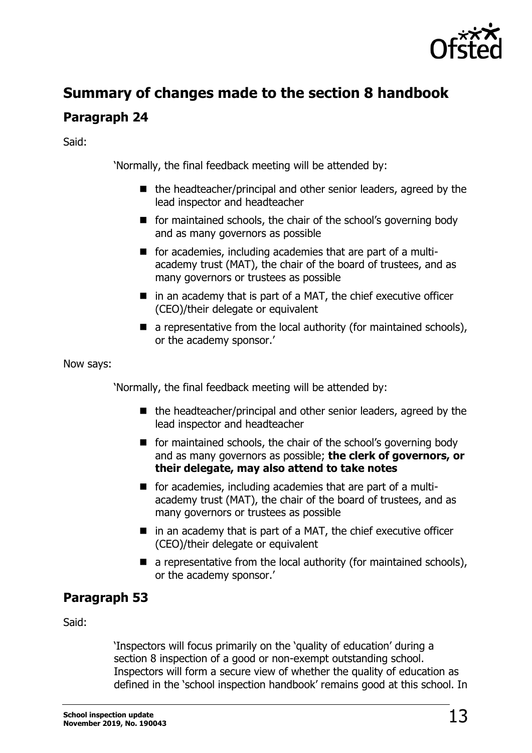## Summary of changes made to the section 8 handbook

### Paragraph 24

Said:

> 'Normally, the final feedback meeting will be attended by:
>
> - the headteacher/principal and other senior leaders, agreed by the lead inspector and headteacher
> - for maintained schools, the chair of the school's governing body and as many governors as possible
> - for academies, including academies that are part of a multi-academy trust (MAT), the chair of the board of trustees, and as many governors or trustees as possible
> - in an academy that is part of a MAT, the chief executive officer (CEO)/their delegate or equivalent
> - a representative from the local authority (for maintained schools), or the academy sponsor.'

Now says:

> 'Normally, the final feedback meeting will be attended by:
>
> - the headteacher/principal and other senior leaders, agreed by the lead inspector and headteacher
> - for maintained schools, the chair of the school's governing body and as many governors as possible; **the clerk of governors, or their delegate, may also attend to take notes**
> - for academies, including academies that are part of a multi-academy trust (MAT), the chair of the board of trustees, and as many governors or trustees as possible
> - in an academy that is part of a MAT, the chief executive officer (CEO)/their delegate or equivalent
> - a representative from the local authority (for maintained schools), or the academy sponsor.'

### Paragraph 53

Said:

> 'Inspectors will focus primarily on the 'quality of education' during a section 8 inspection of a good or non-exempt outstanding school. Inspectors will form a secure view of whether the quality of education as defined in the 'school inspection handbook' remains good at this school. In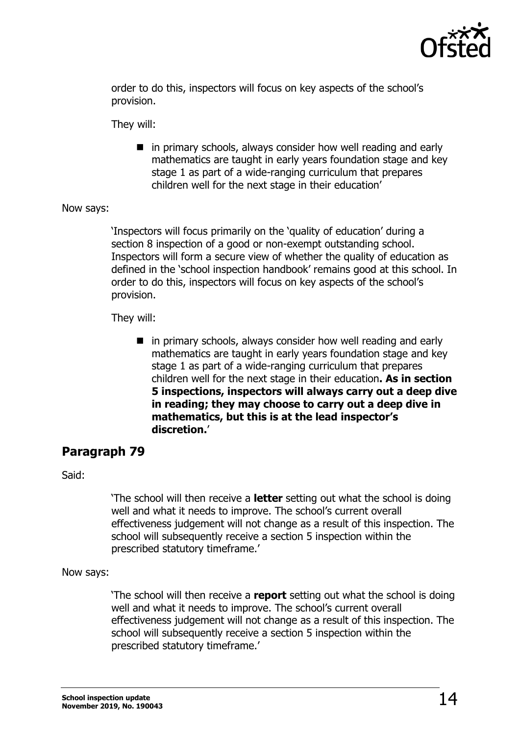order to do this, inspectors will focus on key aspects of the school's provision.

They will:

- in primary schools, always consider how well reading and early mathematics are taught in early years foundation stage and key stage 1 as part of a wide-ranging curriculum that prepares children well for the next stage in their education'

Now says:

> 'Inspectors will focus primarily on the 'quality of education' during a section 8 inspection of a good or non-exempt outstanding school. Inspectors will form a secure view of whether the quality of education as defined in the 'school inspection handbook' remains good at this school. In order to do this, inspectors will focus on key aspects of the school's provision.
>
> They will:
>
> - in primary schools, always consider how well reading and early mathematics are taught in early years foundation stage and key stage 1 as part of a wide-ranging curriculum that prepares children well for the next stage in their education**. As in section 5 inspections, inspectors will always carry out a deep dive in reading; they may choose to carry out a deep dive in mathematics, but this is at the lead inspector's discretion.**'

## Paragraph 79

Said:

> 'The school will then receive a **letter** setting out what the school is doing well and what it needs to improve. The school's current overall effectiveness judgement will not change as a result of this inspection. The school will subsequently receive a section 5 inspection within the prescribed statutory timeframe.'

Now says:

> 'The school will then receive a **report** setting out what the school is doing well and what it needs to improve. The school's current overall effectiveness judgement will not change as a result of this inspection. The school will subsequently receive a section 5 inspection within the prescribed statutory timeframe.'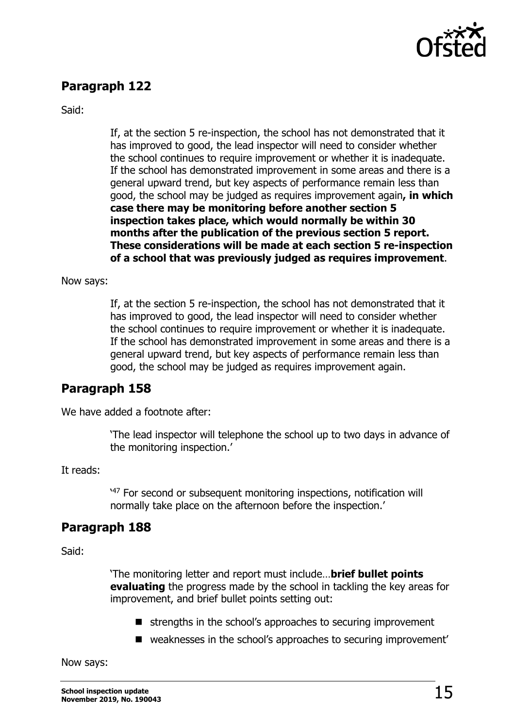## Paragraph 122

Said:

> If, at the section 5 re-inspection, the school has not demonstrated that it has improved to good, the lead inspector will need to consider whether the school continues to require improvement or whether it is inadequate. If the school has demonstrated improvement in some areas and there is a general upward trend, but key aspects of performance remain less than good, the school may be judged as requires improvement again**, in which case there may be monitoring before another section 5 inspection takes place, which would normally be within 30 months after the publication of the previous section 5 report. These considerations will be made at each section 5 re-inspection of a school that was previously judged as requires improvement**.

Now says:

> If, at the section 5 re-inspection, the school has not demonstrated that it has improved to good, the lead inspector will need to consider whether the school continues to require improvement or whether it is inadequate. If the school has demonstrated improvement in some areas and there is a general upward trend, but key aspects of performance remain less than good, the school may be judged as requires improvement again.

## Paragraph 158

We have added a footnote after:

> 'The lead inspector will telephone the school up to two days in advance of the monitoring inspection.'

It reads:

> '[47] For second or subsequent monitoring inspections, notification will normally take place on the afternoon before the inspection.'

## Paragraph 188

Said:

> 'The monitoring letter and report must include…**brief bullet points evaluating** the progress made by the school in tackling the key areas for improvement, and brief bullet points setting out:
>
> - strengths in the school's approaches to securing improvement
> - weaknesses in the school's approaches to securing improvement'

Now says: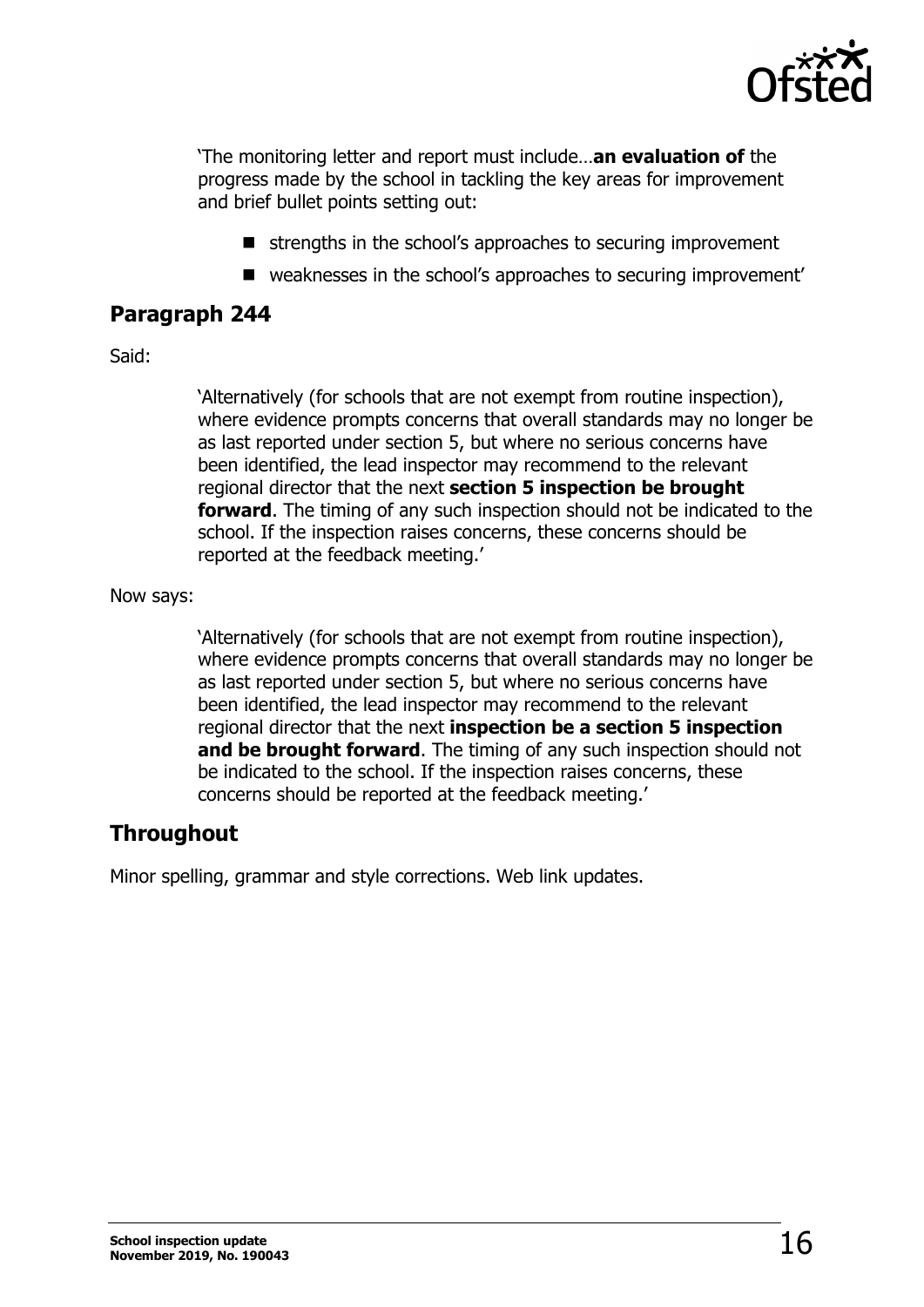> 'The monitoring letter and report must include…**an evaluation of** the progress made by the school in tackling the key areas for improvement and brief bullet points setting out:
>
> - strengths in the school's approaches to securing improvement
> - weaknesses in the school's approaches to securing improvement'

## Paragraph 244

Said:

> 'Alternatively (for schools that are not exempt from routine inspection), where evidence prompts concerns that overall standards may no longer be as last reported under section 5, but where no serious concerns have been identified, the lead inspector may recommend to the relevant regional director that the next **section 5 inspection be brought forward**. The timing of any such inspection should not be indicated to the school. If the inspection raises concerns, these concerns should be reported at the feedback meeting.'

Now says:

> 'Alternatively (for schools that are not exempt from routine inspection), where evidence prompts concerns that overall standards may no longer be as last reported under section 5, but where no serious concerns have been identified, the lead inspector may recommend to the relevant regional director that the next **inspection be a section 5 inspection and be brought forward**. The timing of any such inspection should not be indicated to the school. If the inspection raises concerns, these concerns should be reported at the feedback meeting.'

## Throughout

Minor spelling, grammar and style corrections. Web link updates.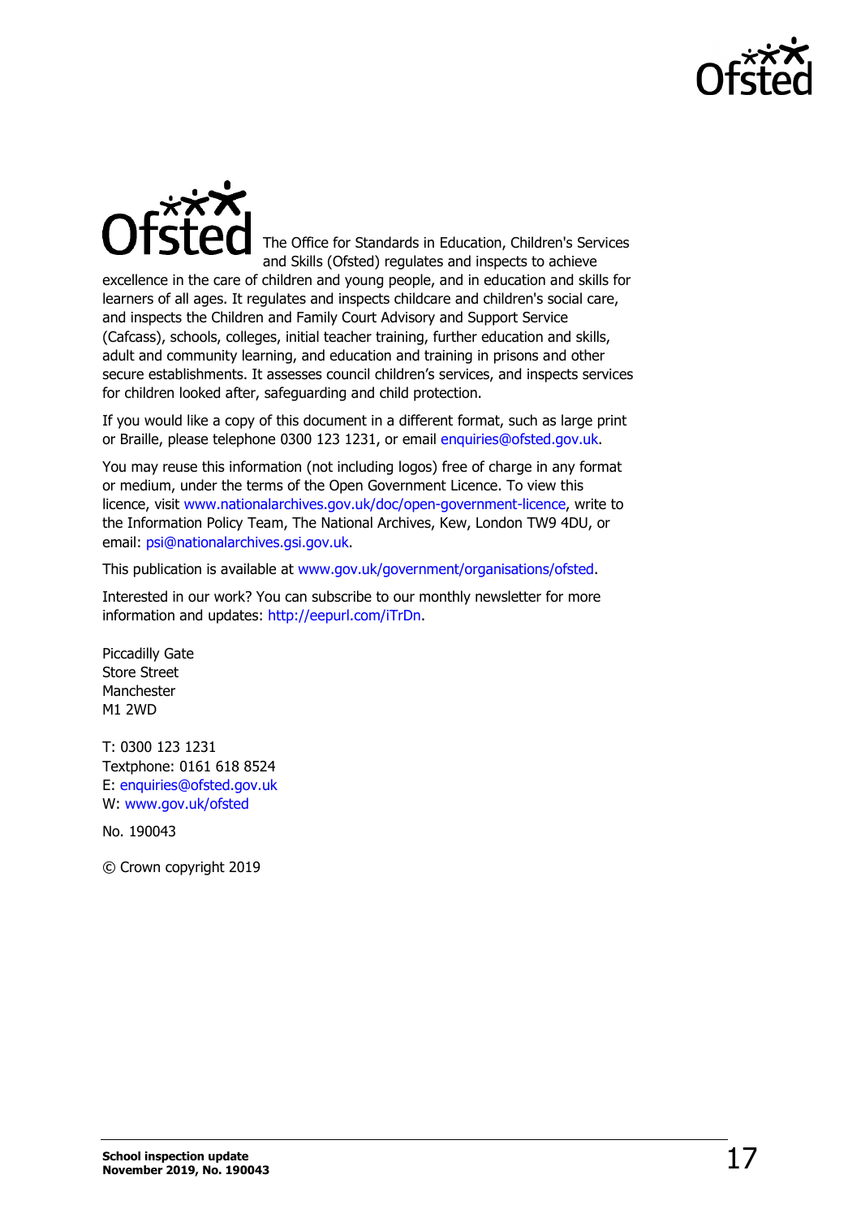The Office for Standards in Education, Children's Services and Skills (Ofsted) regulates and inspects to achieve excellence in the care of children and young people, and in education and skills for learners of all ages. It regulates and inspects childcare and children's social care, and inspects the Children and Family Court Advisory and Support Service (Cafcass), schools, colleges, initial teacher training, further education and skills, adult and community learning, and education and training in prisons and other secure establishments. It assesses council children's services, and inspects services for children looked after, safeguarding and child protection.

If you would like a copy of this document in a different format, such as large print or Braille, please telephone 0300 123 1231, or email enquiries@ofsted.gov.uk.

You may reuse this information (not including logos) free of charge in any format or medium, under the terms of the Open Government Licence. To view this licence, visit www.nationalarchives.gov.uk/doc/open-government-licence, write to the Information Policy Team, The National Archives, Kew, London TW9 4DU, or email: psi@nationalarchives.gsi.gov.uk.

This publication is available at www.gov.uk/government/organisations/ofsted.

Interested in our work? You can subscribe to our monthly newsletter for more information and updates: http://eepurl.com/iTrDn.

Piccadilly Gate
Store Street
Manchester
M1 2WD

T: 0300 123 1231
Textphone: 0161 618 8524
E: enquiries@ofsted.gov.uk
W: www.gov.uk/ofsted

No. 190043

© Crown copyright 2019